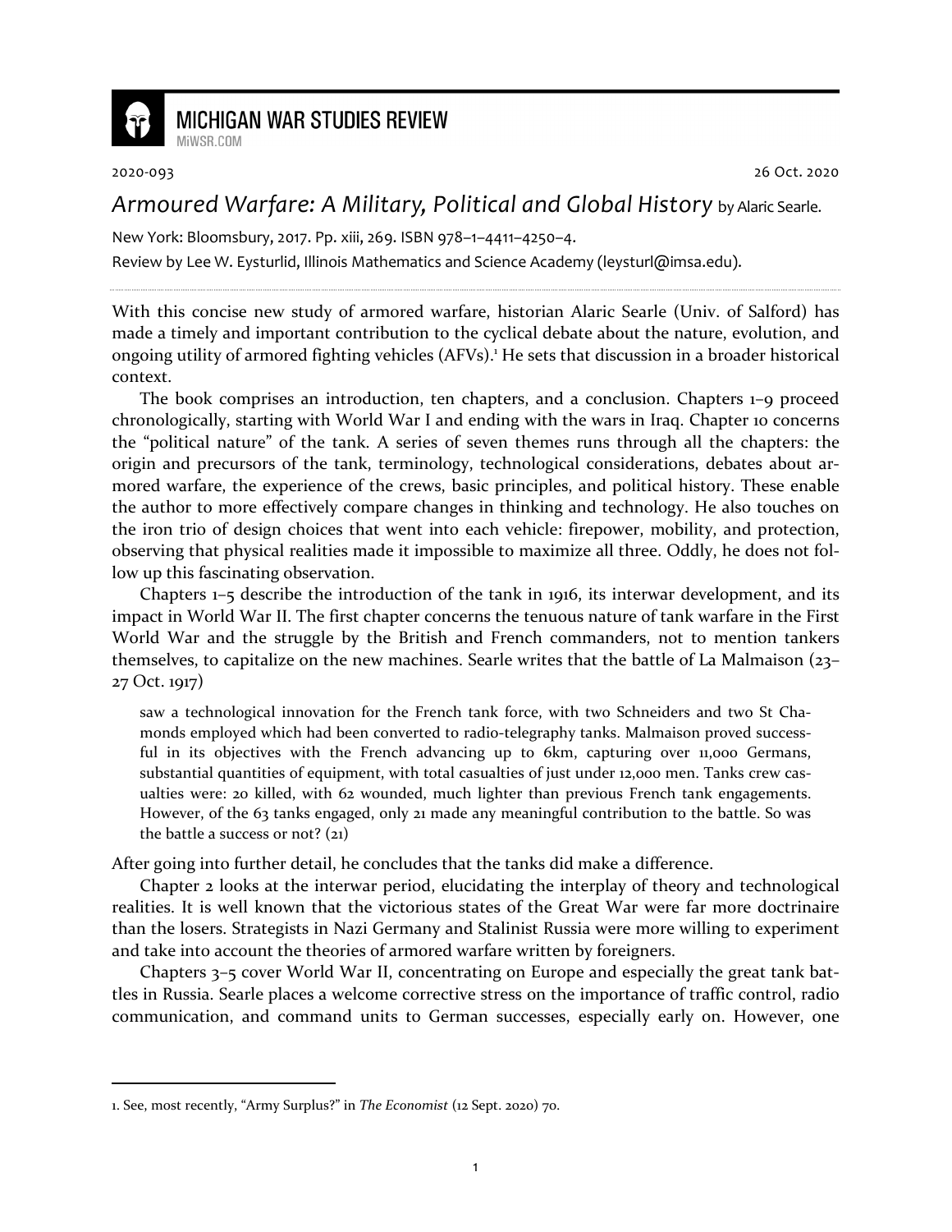MICHIGAN WAR STUDIES REVIEW
MiWSR.COM

2020-093 26 Oct. 2020

# *Armoured Warfare: A Military, Political and Global History* by Alaric Searle.

New York: Bloomsbury, 2017. Pp. xiii, 269. ISBN 978–1–4411–4250–4.

Review by Lee W. Eysturlid, Illinois Mathematics and Science Academy (leysturl@imsa.edu).

---

With this concise new study of armored warfare, historian Alaric Searle (Univ. of Salford) has made a timely and important contribution to the cyclical debate about the nature, evolution, and ongoing utility of armored fighting vehicles (AFVs).[1] He sets that discussion in a broader historical context.

The book comprises an introduction, ten chapters, and a conclusion. Chapters 1–9 proceed chronologically, starting with World War I and ending with the wars in Iraq. Chapter 10 concerns the "political nature" of the tank. A series of seven themes runs through all the chapters: the origin and precursors of the tank, terminology, technological considerations, debates about armored warfare, the experience of the crews, basic principles, and political history. These enable the author to more effectively compare changes in thinking and technology. He also touches on the iron trio of design choices that went into each vehicle: firepower, mobility, and protection, observing that physical realities made it impossible to maximize all three. Oddly, he does not follow up this fascinating observation.

Chapters 1–5 describe the introduction of the tank in 1916, its interwar development, and its impact in World War II. The first chapter concerns the tenuous nature of tank warfare in the First World War and the struggle by the British and French commanders, not to mention tankers themselves, to capitalize on the new machines. Searle writes that the battle of La Malmaison (23–27 Oct. 1917)

> saw a technological innovation for the French tank force, with two Schneiders and two St Chamonds employed which had been converted to radio-telegraphy tanks. Malmaison proved successful in its objectives with the French advancing up to 6km, capturing over 11,000 Germans, substantial quantities of equipment, with total casualties of just under 12,000 men. Tanks crew casualties were: 20 killed, with 62 wounded, much lighter than previous French tank engagements. However, of the 63 tanks engaged, only 21 made any meaningful contribution to the battle. So was the battle a success or not? (21)

After going into further detail, he concludes that the tanks did make a difference.

Chapter 2 looks at the interwar period, elucidating the interplay of theory and technological realities. It is well known that the victorious states of the Great War were far more doctrinaire than the losers. Strategists in Nazi Germany and Stalinist Russia were more willing to experiment and take into account the theories of armored warfare written by foreigners.

Chapters 3–5 cover World War II, concentrating on Europe and especially the great tank battles in Russia. Searle places a welcome corrective stress on the importance of traffic control, radio communication, and command units to German successes, especially early on. However, one

---

1. See, most recently, "Army Surplus?" in *The Economist* (12 Sept. 2020) 70.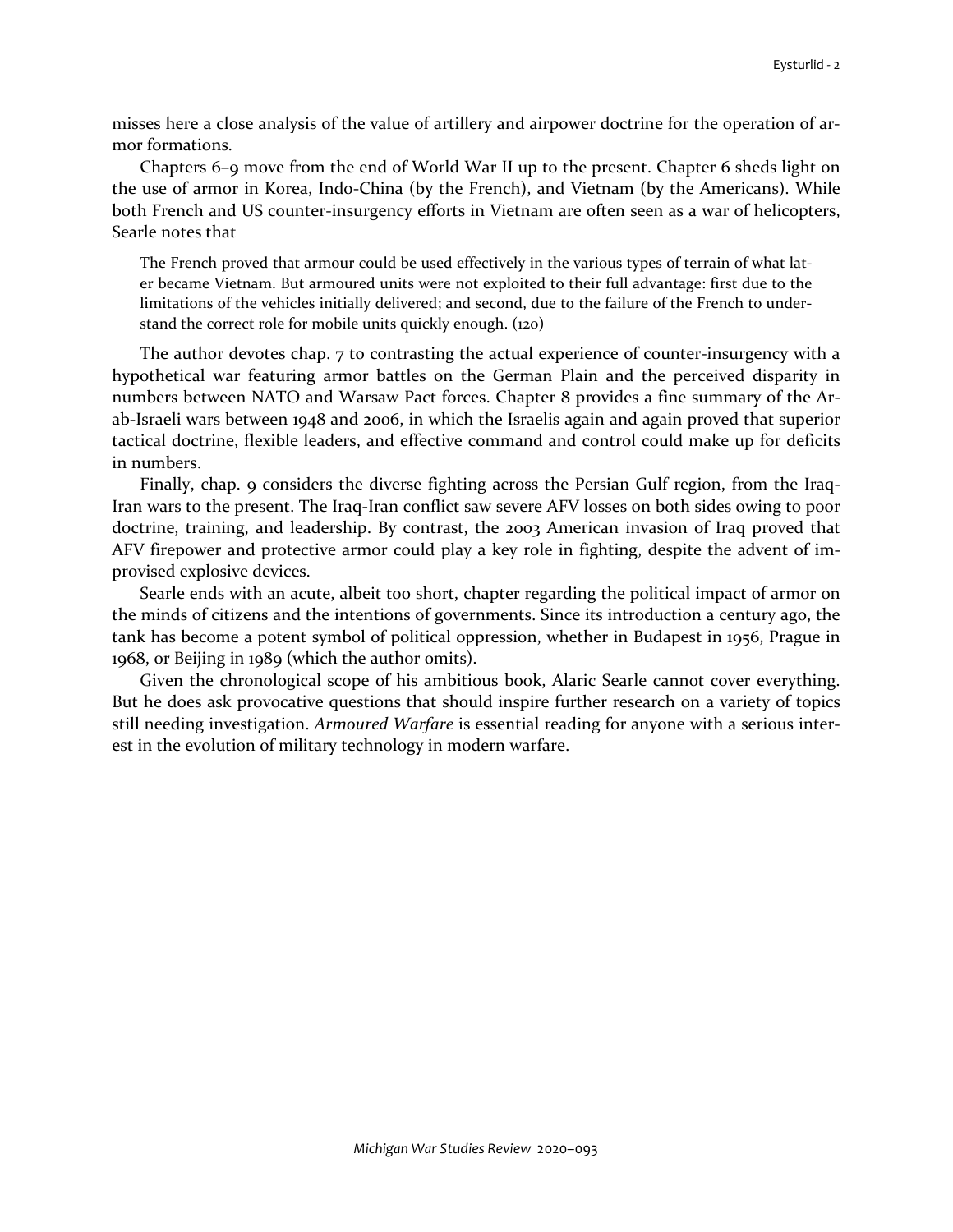misses here a close analysis of the value of artillery and airpower doctrine for the operation of armor formations.

Chapters 6–9 move from the end of World War II up to the present. Chapter 6 sheds light on the use of armor in Korea, Indo-China (by the French), and Vietnam (by the Americans). While both French and US counter-insurgency efforts in Vietnam are often seen as a war of helicopters, Searle notes that

> The French proved that armour could be used effectively in the various types of terrain of what later became Vietnam. But armoured units were not exploited to their full advantage: first due to the limitations of the vehicles initially delivered; and second, due to the failure of the French to understand the correct role for mobile units quickly enough. (120)

The author devotes chap. 7 to contrasting the actual experience of counter-insurgency with a hypothetical war featuring armor battles on the German Plain and the perceived disparity in numbers between NATO and Warsaw Pact forces. Chapter 8 provides a fine summary of the Arab-Israeli wars between 1948 and 2006, in which the Israelis again and again proved that superior tactical doctrine, flexible leaders, and effective command and control could make up for deficits in numbers.

Finally, chap. 9 considers the diverse fighting across the Persian Gulf region, from the Iraq-Iran wars to the present. The Iraq-Iran conflict saw severe AFV losses on both sides owing to poor doctrine, training, and leadership. By contrast, the 2003 American invasion of Iraq proved that AFV firepower and protective armor could play a key role in fighting, despite the advent of improvised explosive devices.

Searle ends with an acute, albeit too short, chapter regarding the political impact of armor on the minds of citizens and the intentions of governments. Since its introduction a century ago, the tank has become a potent symbol of political oppression, whether in Budapest in 1956, Prague in 1968, or Beijing in 1989 (which the author omits).

Given the chronological scope of his ambitious book, Alaric Searle cannot cover everything. But he does ask provocative questions that should inspire further research on a variety of topics still needing investigation. *Armoured Warfare* is essential reading for anyone with a serious interest in the evolution of military technology in modern warfare.